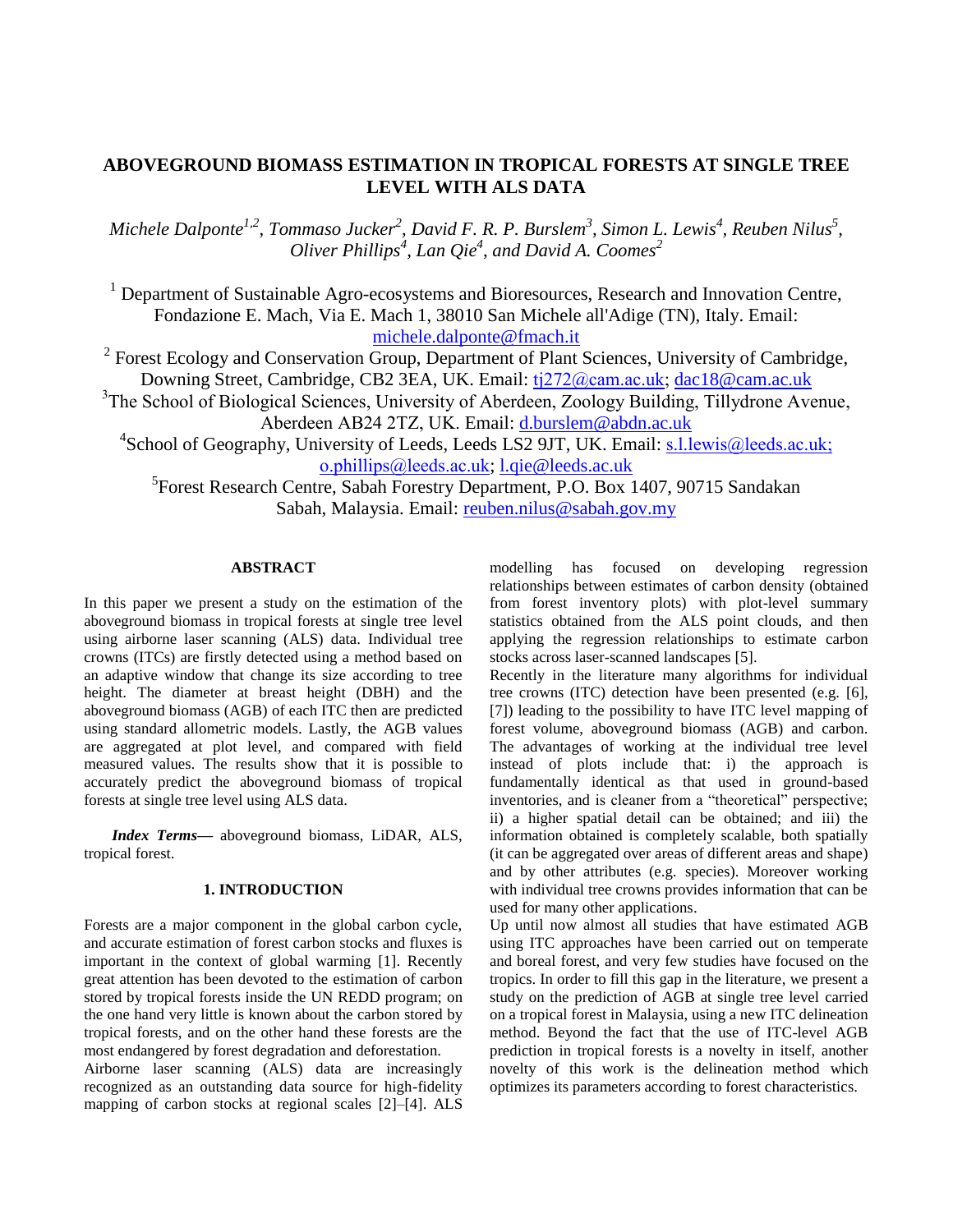# ABOVEGROUND BIOMASS ESTIMATION IN TROPICAL FORESTS AT SINGLE TREE LEVEL WITH ALS DATA

*Michele Dalponte[1,2], Tommaso Jucker[2], David F. R. P. Burslem[3], Simon L. Lewis[4], Reuben Nilus[5], Oliver Phillips[4], Lan Qie[4], and David A. Coomes[2]*

[1] Department of Sustainable Agro-ecosystems and Bioresources, Research and Innovation Centre, Fondazione E. Mach, Via E. Mach 1, 38010 San Michele all'Adige (TN), Italy. Email: michele.dalponte@fmach.it

[2] Forest Ecology and Conservation Group, Department of Plant Sciences, University of Cambridge, Downing Street, Cambridge, CB2 3EA, UK. Email: tj272@cam.ac.uk; dac18@cam.ac.uk

[3] The School of Biological Sciences, University of Aberdeen, Zoology Building, Tillydrone Avenue, Aberdeen AB24 2TZ, UK. Email: d.burslem@abdn.ac.uk

[4] School of Geography, University of Leeds, Leeds LS2 9JT, UK. Email: s.l.lewis@leeds.ac.uk; o.phillips@leeds.ac.uk; l.qie@leeds.ac.uk

[5] Forest Research Centre, Sabah Forestry Department, P.O. Box 1407, 90715 Sandakan Sabah, Malaysia. Email: reuben.nilus@sabah.gov.my

## ABSTRACT

In this paper we present a study on the estimation of the aboveground biomass in tropical forests at single tree level using airborne laser scanning (ALS) data. Individual tree crowns (ITCs) are firstly detected using a method based on an adaptive window that change its size according to tree height. The diameter at breast height (DBH) and the aboveground biomass (AGB) of each ITC then are predicted using standard allometric models. Lastly, the AGB values are aggregated at plot level, and compared with field measured values. The results show that it is possible to accurately predict the aboveground biomass of tropical forests at single tree level using ALS data.

***Index Terms***— aboveground biomass, LiDAR, ALS, tropical forest.

## 1. INTRODUCTION

Forests are a major component in the global carbon cycle, and accurate estimation of forest carbon stocks and fluxes is important in the context of global warming [1]. Recently great attention has been devoted to the estimation of carbon stored by tropical forests inside the UN REDD program; on the one hand very little is known about the carbon stored by tropical forests, and on the other hand these forests are the most endangered by forest degradation and deforestation.

Airborne laser scanning (ALS) data are increasingly recognized as an outstanding data source for high-fidelity mapping of carbon stocks at regional scales [2]–[4]. ALS modelling has focused on developing regression relationships between estimates of carbon density (obtained from forest inventory plots) with plot-level summary statistics obtained from the ALS point clouds, and then applying the regression relationships to estimate carbon stocks across laser-scanned landscapes [5].

Recently in the literature many algorithms for individual tree crowns (ITC) detection have been presented (e.g. [6], [7]) leading to the possibility to have ITC level mapping of forest volume, aboveground biomass (AGB) and carbon. The advantages of working at the individual tree level instead of plots include that: i) the approach is fundamentally identical as that used in ground-based inventories, and is cleaner from a "theoretical" perspective; ii) a higher spatial detail can be obtained; and iii) the information obtained is completely scalable, both spatially (it can be aggregated over areas of different areas and shape) and by other attributes (e.g. species). Moreover working with individual tree crowns provides information that can be used for many other applications.

Up until now almost all studies that have estimated AGB using ITC approaches have been carried out on temperate and boreal forest, and very few studies have focused on the tropics. In order to fill this gap in the literature, we present a study on the prediction of AGB at single tree level carried on a tropical forest in Malaysia, using a new ITC delineation method. Beyond the fact that the use of ITC-level AGB prediction in tropical forests is a novelty in itself, another novelty of this work is the delineation method which optimizes its parameters according to forest characteristics.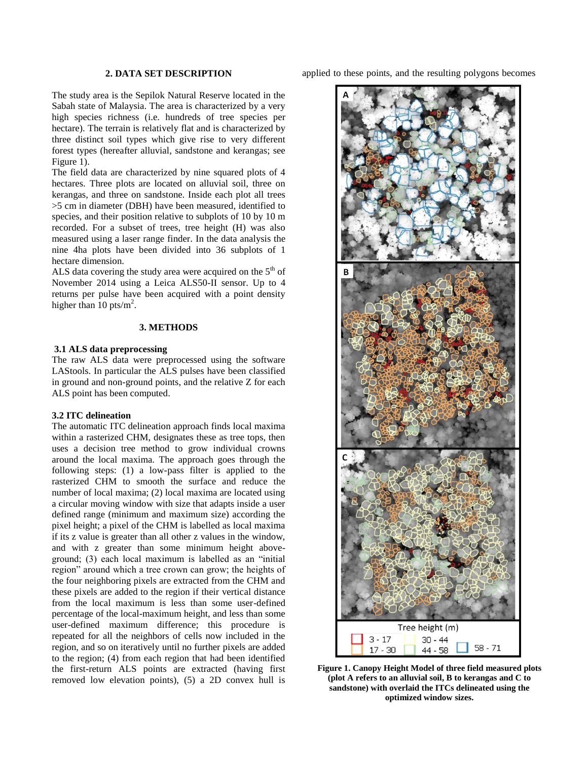## 2. DATA SET DESCRIPTION

The study area is the Sepilok Natural Reserve located in the Sabah state of Malaysia. The area is characterized by a very high species richness (i.e. hundreds of tree species per hectare). The terrain is relatively flat and is characterized by three distinct soil types which give rise to very different forest types (hereafter alluvial, sandstone and kerangas; see Figure 1).

The field data are characterized by nine squared plots of 4 hectares. Three plots are located on alluvial soil, three on kerangas, and three on sandstone. Inside each plot all trees >5 cm in diameter (DBH) have been measured, identified to species, and their position relative to subplots of 10 by 10 m recorded. For a subset of trees, tree height (H) was also measured using a laser range finder. In the data analysis the nine 4ha plots have been divided into 36 subplots of 1 hectare dimension.

ALS data covering the study area were acquired on the 5$^{th}$ of November 2014 using a Leica ALS50-II sensor. Up to 4 returns per pulse have been acquired with a point density higher than 10 pts/m$^2$.

## 3. METHODS

### 3.1 ALS data preprocessing

The raw ALS data were preprocessed using the software LAStools. In particular the ALS pulses have been classified in ground and non-ground points, and the relative Z for each ALS point has been computed.

### 3.2 ITC delineation

The automatic ITC delineation approach finds local maxima within a rasterized CHM, designates these as tree tops, then uses a decision tree method to grow individual crowns around the local maxima. The approach goes through the following steps: (1) a low-pass filter is applied to the rasterized CHM to smooth the surface and reduce the number of local maxima; (2) local maxima are located using a circular moving window with size that adapts inside a user defined range (minimum and maximum size) according the pixel height; a pixel of the CHM is labelled as local maxima if its z value is greater than all other z values in the window, and with z greater than some minimum height above-ground; (3) each local maximum is labelled as an "initial region" around which a tree crown can grow; the heights of the four neighboring pixels are extracted from the CHM and these pixels are added to the region if their vertical distance from the local maximum is less than some user-defined percentage of the local-maximum height, and less than some user-defined maximum difference; this procedure is repeated for all the neighbors of cells now included in the region, and so on iteratively until no further pixels are added to the region; (4) from each region that had been identified the first-return ALS points are extracted (having first removed low elevation points), (5) a 2D convex hull is applied to these points, and the resulting polygons becomes

**Figure 1. Canopy Height Model of three field measured plots (plot A refers to an alluvial soil, B to kerangas and C to sandstone) with overlaid the ITCs delineated using the optimized window sizes.**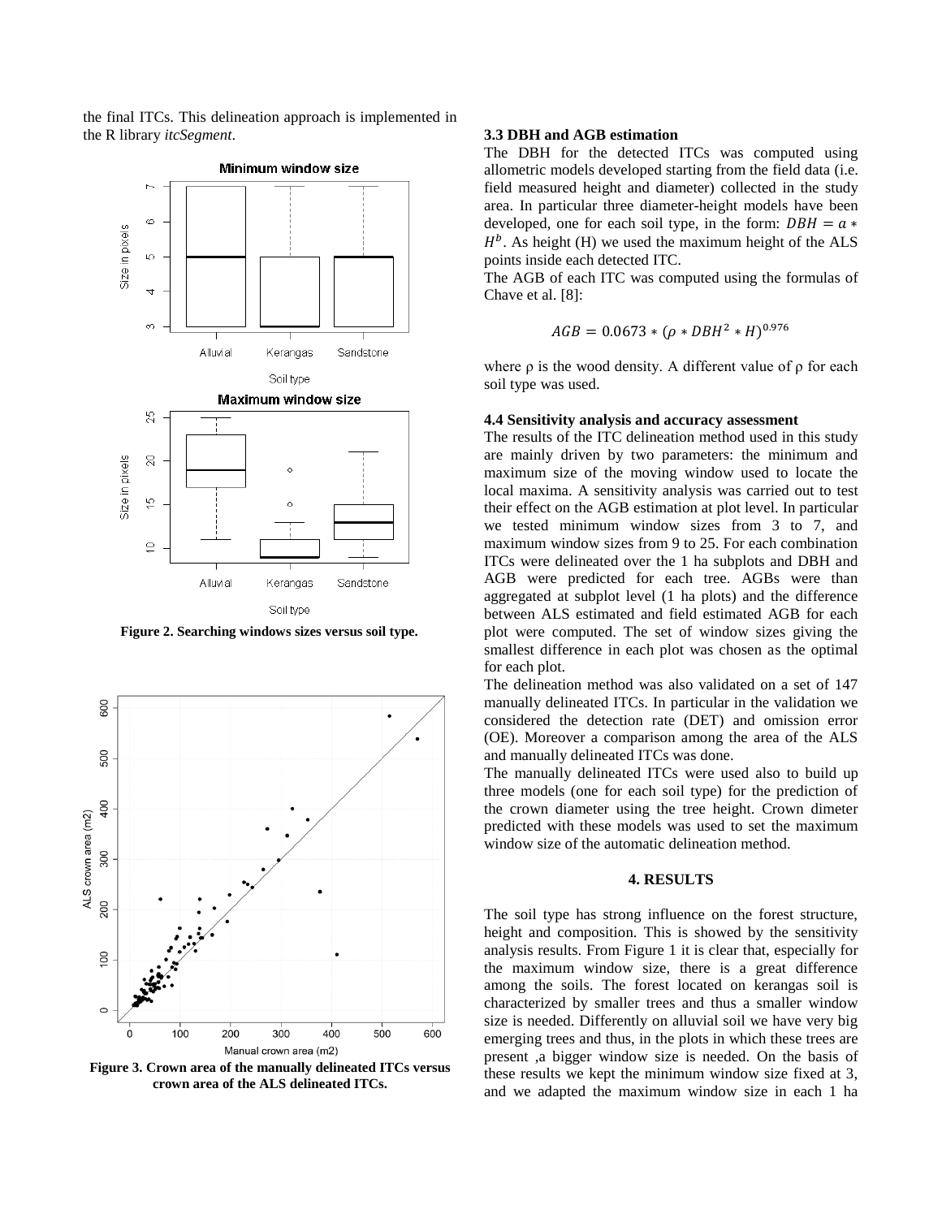the final ITCs. This delineation approach is implemented in the R library *itcSegment*.

**Figure 2. Searching windows sizes versus soil type.**

**Figure 3. Crown area of the manually delineated ITCs versus crown area of the ALS delineated ITCs.**

### 3.3 DBH and AGB estimation

The DBH for the detected ITCs was computed using allometric models developed starting from the field data (i.e. field measured height and diameter) collected in the study area. In particular three diameter-height models have been developed, one for each soil type, in the form: $DBH = a * H^b$. As height (H) we used the maximum height of the ALS points inside each detected ITC.

The AGB of each ITC was computed using the formulas of Chave et al. [8]:

$$AGB = 0.0673 * (\rho * DBH^2 * H)^{0.976}$$

where ρ is the wood density. A different value of ρ for each soil type was used.

### 4.4 Sensitivity analysis and accuracy assessment

The results of the ITC delineation method used in this study are mainly driven by two parameters: the minimum and maximum size of the moving window used to locate the local maxima. A sensitivity analysis was carried out to test their effect on the AGB estimation at plot level. In particular we tested minimum window sizes from 3 to 7, and maximum window sizes from 9 to 25. For each combination ITCs were delineated over the 1 ha subplots and DBH and AGB were predicted for each tree. AGBs were than aggregated at subplot level (1 ha plots) and the difference between ALS estimated and field estimated AGB for each plot were computed. The set of window sizes giving the smallest difference in each plot was chosen as the optimal for each plot.

The delineation method was also validated on a set of 147 manually delineated ITCs. In particular in the validation we considered the detection rate (DET) and omission error (OE). Moreover a comparison among the area of the ALS and manually delineated ITCs was done.

The manually delineated ITCs were used also to build up three models (one for each soil type) for the prediction of the crown diameter using the tree height. Crown dimeter predicted with these models was used to set the maximum window size of the automatic delineation method.

## 4. RESULTS

The soil type has strong influence on the forest structure, height and composition. This is showed by the sensitivity analysis results. From Figure 1 it is clear that, especially for the maximum window size, there is a great difference among the soils. The forest located on kerangas soil is characterized by smaller trees and thus a smaller window size is needed. Differently on alluvial soil we have very big emerging trees and thus, in the plots in which these trees are present ,a bigger window size is needed. On the basis of these results we kept the minimum window size fixed at 3, and we adapted the maximum window size in each 1 ha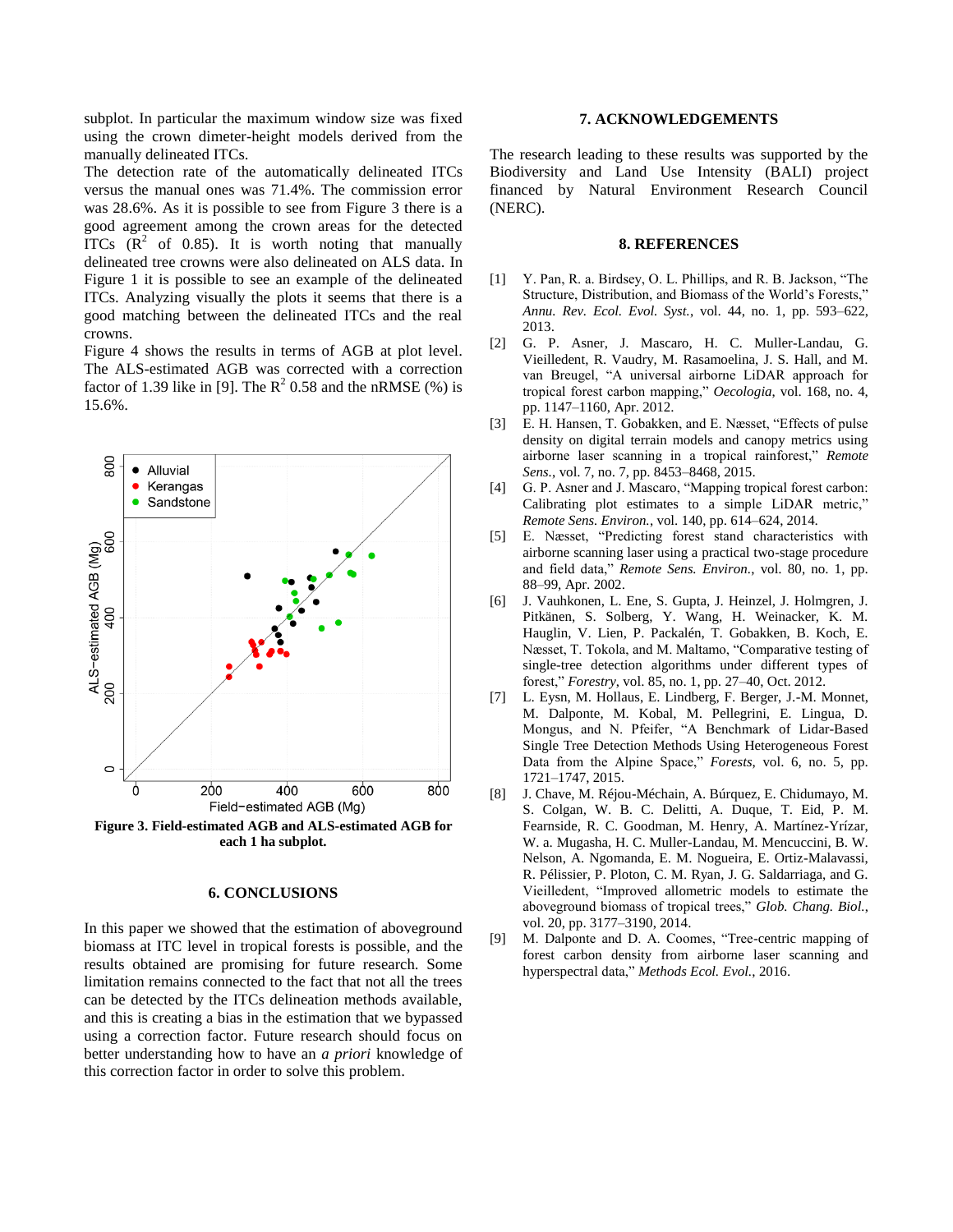subplot. In particular the maximum window size was fixed using the crown dimeter-height models derived from the manually delineated ITCs.

The detection rate of the automatically delineated ITCs versus the manual ones was 71.4%. The commission error was 28.6%. As it is possible to see from Figure 3 there is a good agreement among the crown areas for the detected ITCs ($R^2$ of 0.85). It is worth noting that manually delineated tree crowns were also delineated on ALS data. In Figure 1 it is possible to see an example of the delineated ITCs. Analyzing visually the plots it seems that there is a good matching between the delineated ITCs and the real crowns.

Figure 4 shows the results in terms of AGB at plot level. The ALS-estimated AGB was corrected with a correction factor of 1.39 like in [9]. The $R^2$ 0.58 and the nRMSE (%) is 15.6%.

Alluvial
Kerangas
Sandstone

ALS−estimated AGB (Mg)
0
200
400
600
800

Field−estimated AGB (Mg)
0
200
400
600
800

**Figure 3. Field-estimated AGB and ALS-estimated AGB for each 1 ha subplot.**

## 6. CONCLUSIONS

In this paper we showed that the estimation of aboveground biomass at ITC level in tropical forests is possible, and the results obtained are promising for future research. Some limitation remains connected to the fact that not all the trees can be detected by the ITCs delineation methods available, and this is creating a bias in the estimation that we bypassed using a correction factor. Future research should focus on better understanding how to have an *a priori* knowledge of this correction factor in order to solve this problem.

## 7. ACKNOWLEDGEMENTS

The research leading to these results was supported by the Biodiversity and Land Use Intensity (BALI) project financed by Natural Environment Research Council (NERC).

## 8. REFERENCES

[1] Y. Pan, R. a. Birdsey, O. L. Phillips, and R. B. Jackson, "The Structure, Distribution, and Biomass of the World's Forests," *Annu. Rev. Ecol. Evol. Syst.*, vol. 44, no. 1, pp. 593–622, 2013.

[2] G. P. Asner, J. Mascaro, H. C. Muller-Landau, G. Vieilledent, R. Vaudry, M. Rasamoelina, J. S. Hall, and M. van Breugel, "A universal airborne LiDAR approach for tropical forest carbon mapping," *Oecologia*, vol. 168, no. 4, pp. 1147–1160, Apr. 2012.

[3] E. H. Hansen, T. Gobakken, and E. Næsset, "Effects of pulse density on digital terrain models and canopy metrics using airborne laser scanning in a tropical rainforest," *Remote Sens.*, vol. 7, no. 7, pp. 8453–8468, 2015.

[4] G. P. Asner and J. Mascaro, "Mapping tropical forest carbon: Calibrating plot estimates to a simple LiDAR metric," *Remote Sens. Environ.*, vol. 140, pp. 614–624, 2014.

[5] E. Næsset, "Predicting forest stand characteristics with airborne scanning laser using a practical two-stage procedure and field data," *Remote Sens. Environ.*, vol. 80, no. 1, pp. 88–99, Apr. 2002.

[6] J. Vauhkonen, L. Ene, S. Gupta, J. Heinzel, J. Holmgren, J. Pitkänen, S. Solberg, Y. Wang, H. Weinacker, K. M. Hauglin, V. Lien, P. Packalén, T. Gobakken, B. Koch, E. Næsset, T. Tokola, and M. Maltamo, "Comparative testing of single-tree detection algorithms under different types of forest," *Forestry*, vol. 85, no. 1, pp. 27–40, Oct. 2012.

[7] L. Eysn, M. Hollaus, E. Lindberg, F. Berger, J.-M. Monnet, M. Dalponte, M. Kobal, M. Pellegrini, E. Lingua, D. Mongus, and N. Pfeifer, "A Benchmark of Lidar-Based Single Tree Detection Methods Using Heterogeneous Forest Data from the Alpine Space," *Forests*, vol. 6, no. 5, pp. 1721–1747, 2015.

[8] J. Chave, M. Réjou-Méchain, A. Búrquez, E. Chidumayo, M. S. Colgan, W. B. C. Delitti, A. Duque, T. Eid, P. M. Fearnside, R. C. Goodman, M. Henry, A. Martínez-Yrízar, W. a. Mugasha, H. C. Muller-Landau, M. Mencuccini, B. W. Nelson, A. Ngomanda, E. M. Nogueira, E. Ortiz-Malavassi, R. Pélissier, P. Ploton, C. M. Ryan, J. G. Saldarriaga, and G. Vieilledent, "Improved allometric models to estimate the aboveground biomass of tropical trees," *Glob. Chang. Biol.*, vol. 20, pp. 3177–3190, 2014.

[9] M. Dalponte and D. A. Coomes, "Tree-centric mapping of forest carbon density from airborne laser scanning and hyperspectral data," *Methods Ecol. Evol.*, 2016.